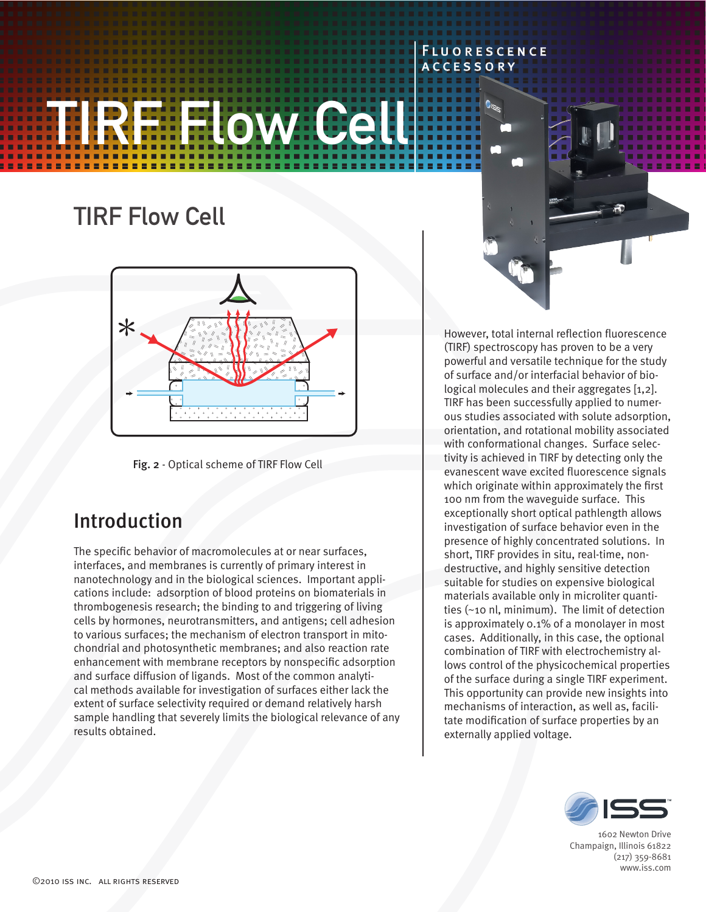Fluorescence Accessory

# TIRF Flow Cell

## TIRF Flow Cell

**Fig. 2** - Optical scheme of TIRF Flow Cell

## Introduction

The specific behavior of macromolecules at or near surfaces, interfaces, and membranes is currently of primary interest in nanotechnology and in the biological sciences. Important applications include: adsorption of blood proteins on biomaterials in thrombogenesis research; the binding to and triggering of living cells by hormones, neurotransmitters, and antigens; cell adhesion to various surfaces; the mechanism of electron transport in mitochondrial and photosynthetic membranes; and also reaction rate enhancement with membrane receptors by nonspecific adsorption and surface diffusion of ligands. Most of the common analytical methods available for investigation of surfaces either lack the extent of surface selectivity required or demand relatively harsh sample handling that severely limits the biological relevance of any results obtained.

However, total internal reflection fluorescence (TIRF) spectroscopy has proven to be a very powerful and versatile technique for the study of surface and/or interfacial behavior of biological molecules and their aggregates [1,2]. TIRF has been successfully applied to numerous studies associated with solute adsorption, orientation, and rotational mobility associated with conformational changes. Surface selectivity is achieved in TIRF by detecting only the evanescent wave excited fluorescence signals which originate within approximately the first 100 nm from the waveguide surface. This exceptionally short optical pathlength allows investigation of surface behavior even in the presence of highly concentrated solutions. In short, TIRF provides in situ, real-time, non-destructive, and highly sensitive detection suitable for studies on expensive biological materials available only in microliter quantities (~10 nl, minimum). The limit of detection is approximately 0.1% of a monolayer in most cases. Additionally, in this case, the optional combination of TIRF with electrochemistry allows control of the physicochemical properties of the surface during a single TIRF experiment. This opportunity can provide new insights into mechanisms of interaction, as well as, facilitate modification of surface properties by an externally applied voltage.

ISS
1602 Newton Drive
Champaign, Illinois 61822
(217) 359-8681
www.iss.com

©2010 ISS Inc. All rights reserved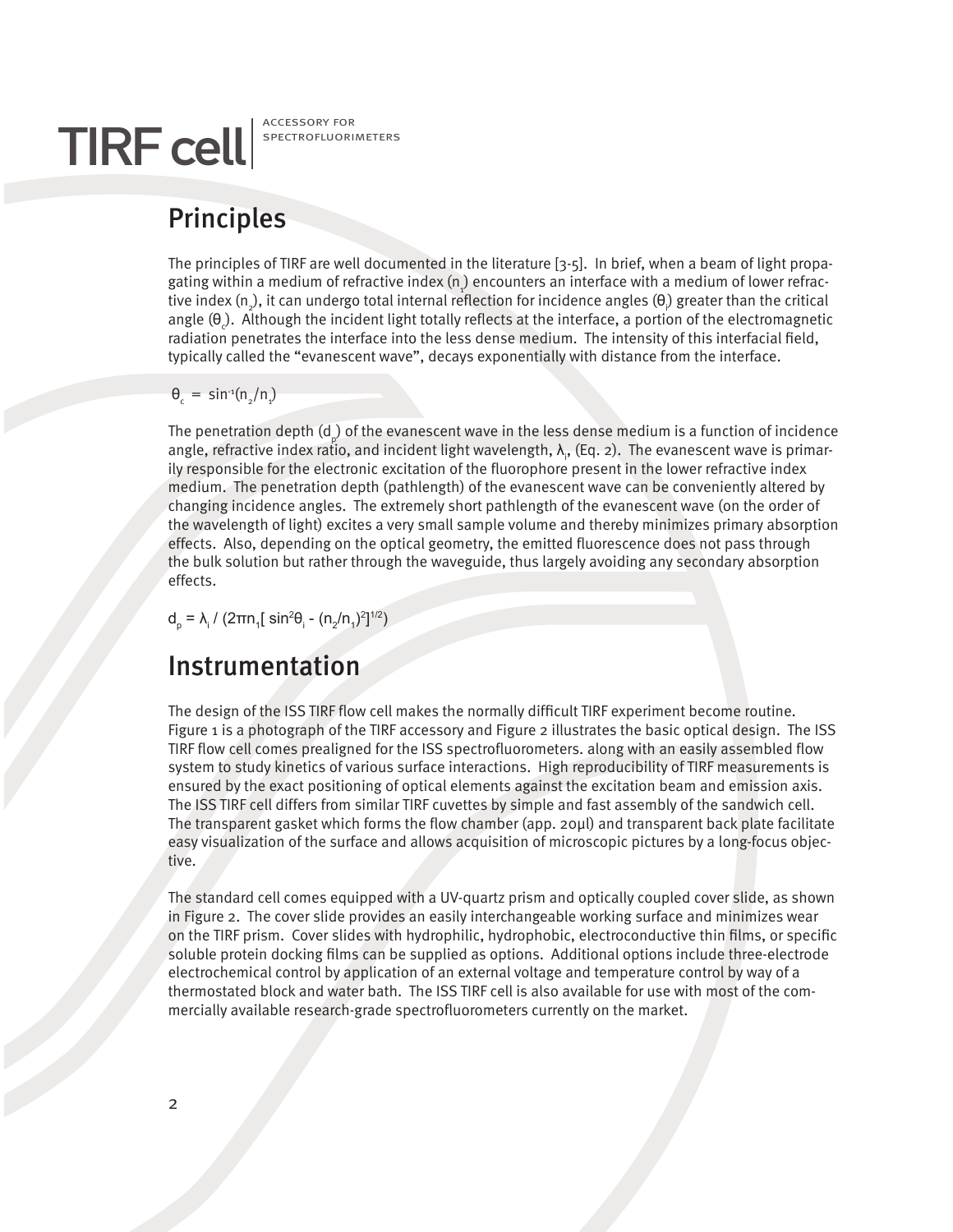# TIRF cell

ACCESSORY FOR SPECTROFLUORIMETERS

## Principles

The principles of TIRF are well documented in the literature [3-5]. In brief, when a beam of light propagating within a medium of refractive index ($n_1$) encounters an interface with a medium of lower refractive index ($n_2$), it can undergo total internal reflection for incidence angles ($\theta_i$) greater than the critical angle ($\theta_c$). Although the incident light totally reflects at the interface, a portion of the electromagnetic radiation penetrates the interface into the less dense medium. The intensity of this interfacial field, typically called the "evanescent wave", decays exponentially with distance from the interface.

$$\theta_c = \sin^{-1}(n_2/n_1)$$

The penetration depth ($d_p$) of the evanescent wave in the less dense medium is a function of incidence angle, refractive index ratio, and incident light wavelength, $\lambda_i$, (Eq. 2). The evanescent wave is primarily responsible for the electronic excitation of the fluorophore present in the lower refractive index medium. The penetration depth (pathlength) of the evanescent wave can be conveniently altered by changing incidence angles. The extremely short pathlength of the evanescent wave (on the order of the wavelength of light) excites a very small sample volume and thereby minimizes primary absorption effects. Also, depending on the optical geometry, the emitted fluorescence does not pass through the bulk solution but rather through the waveguide, thus largely avoiding any secondary absorption effects.

$$d_p = \lambda_i / (2\pi n_1[\sin^2\theta_i - (n_2/n_1)^2]^{1/2})$$

## Instrumentation

The design of the ISS TIRF flow cell makes the normally difficult TIRF experiment become routine. Figure 1 is a photograph of the TIRF accessory and Figure 2 illustrates the basic optical design. The ISS TIRF flow cell comes prealigned for the ISS spectrofluorometers. along with an easily assembled flow system to study kinetics of various surface interactions. High reproducibility of TIRF measurements is ensured by the exact positioning of optical elements against the excitation beam and emission axis. The ISS TIRF cell differs from similar TIRF cuvettes by simple and fast assembly of the sandwich cell. The transparent gasket which forms the flow chamber (app. 20µl) and transparent back plate facilitate easy visualization of the surface and allows acquisition of microscopic pictures by a long-focus objective.

The standard cell comes equipped with a UV-quartz prism and optically coupled cover slide, as shown in Figure 2. The cover slide provides an easily interchangeable working surface and minimizes wear on the TIRF prism. Cover slides with hydrophilic, hydrophobic, electroconductive thin films, or specific soluble protein docking films can be supplied as options. Additional options include three-electrode electrochemical control by application of an external voltage and temperature control by way of a thermostated block and water bath. The ISS TIRF cell is also available for use with most of the commercially available research-grade spectrofluorometers currently on the market.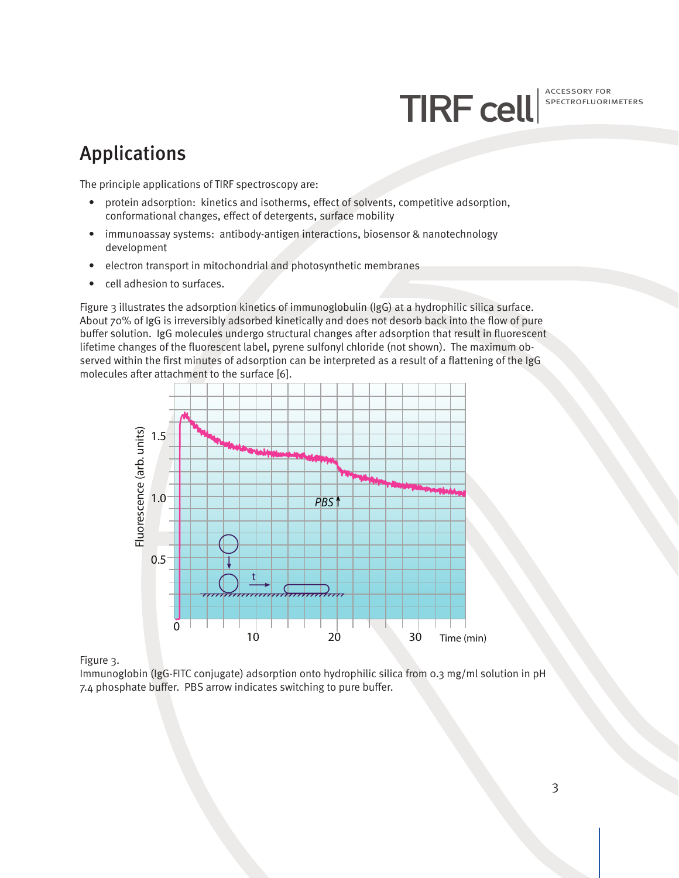## Applications

The principle applications of TIRF spectroscopy are:

- protein adsorption: kinetics and isotherms, effect of solvents, competitive adsorption, conformational changes, effect of detergents, surface mobility
- immunoassay systems: antibody-antigen interactions, biosensor & nanotechnology development
- electron transport in mitochondrial and photosynthetic membranes
- cell adhesion to surfaces.

Figure 3 illustrates the adsorption kinetics of immunoglobulin (IgG) at a hydrophilic silica surface. About 70% of IgG is irreversibly adsorbed kinetically and does not desorb back into the flow of pure buffer solution. IgG molecules undergo structural changes after adsorption that result in fluorescent lifetime changes of the fluorescent label, pyrene sulfonyl chloride (not shown). The maximum observed within the first minutes of adsorption can be interpreted as a result of a flattening of the IgG molecules after attachment to the surface [6].

Figure 3.
Immunoglobin (IgG-FITC conjugate) adsorption onto hydrophilic silica from 0.3 mg/ml solution in pH 7.4 phosphate buffer. PBS arrow indicates switching to pure buffer.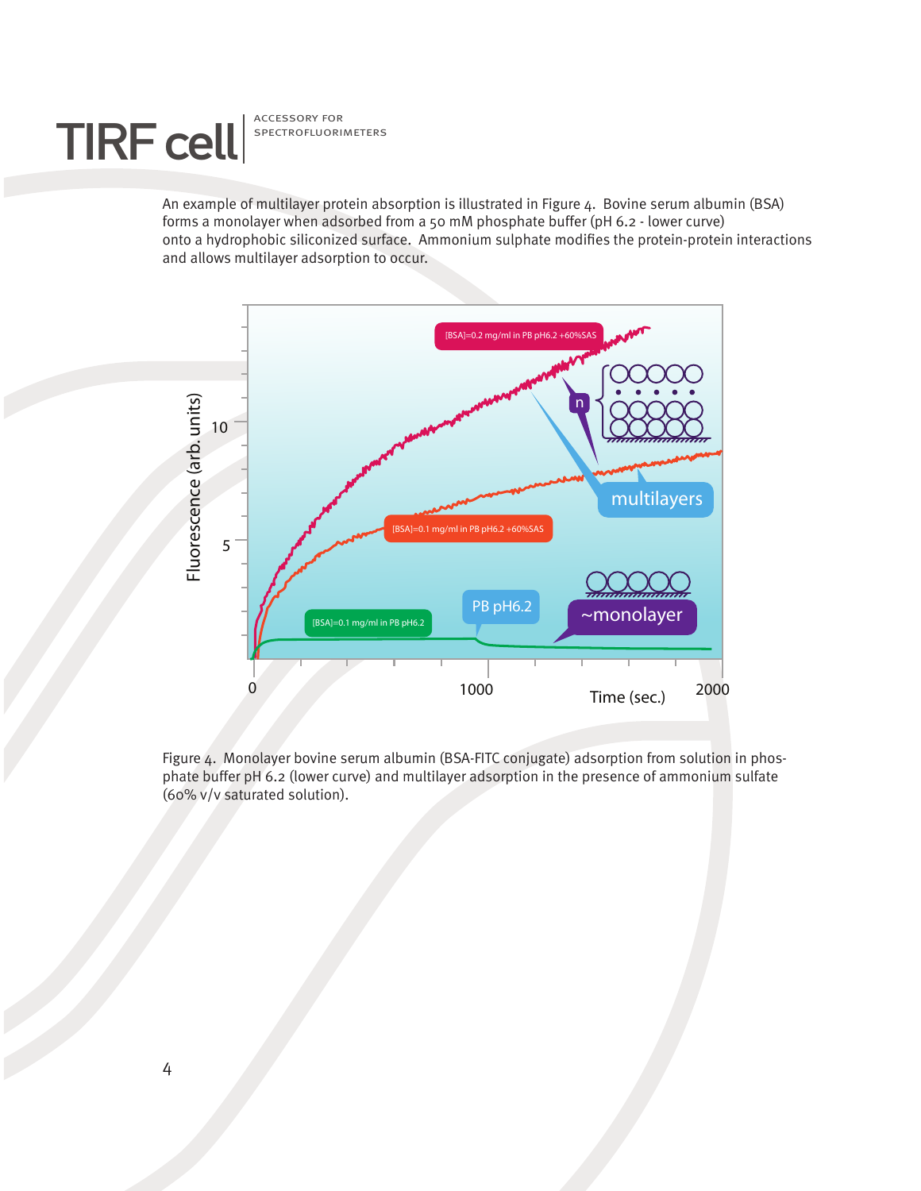An example of multilayer protein absorption is illustrated in Figure 4. Bovine serum albumin (BSA) forms a monolayer when adsorbed from a 50 mM phosphate buffer (pH 6.2 - lower curve) onto a hydrophobic siliconized surface. Ammonium sulphate modifies the protein-protein interactions and allows multilayer adsorption to occur.

Figure 4. Monolayer bovine serum albumin (BSA-FITC conjugate) adsorption from solution in phosphate buffer pH 6.2 (lower curve) and multilayer adsorption in the presence of ammonium sulfate (60% v/v saturated solution).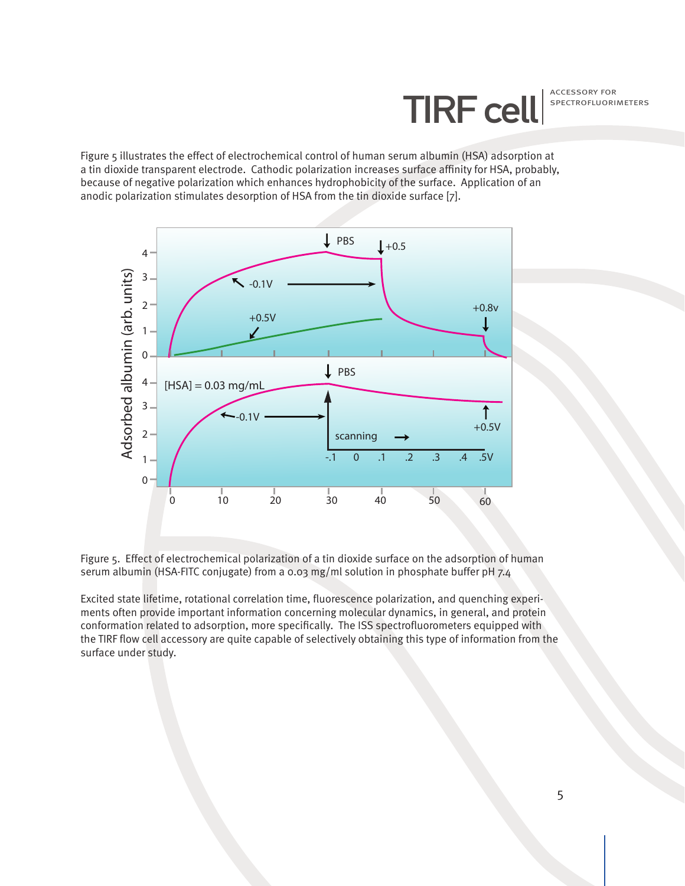Figure 5 illustrates the effect of electrochemical control of human serum albumin (HSA) adsorption at a tin dioxide transparent electrode. Cathodic polarization increases surface affinity for HSA, probably, because of negative polarization which enhances hydrophobicity of the surface. Application of an anodic polarization stimulates desorption of HSA from the tin dioxide surface [7].

Figure 5. Effect of electrochemical polarization of a tin dioxide surface on the adsorption of human serum albumin (HSA-FITC conjugate) from a 0.03 mg/ml solution in phosphate buffer pH 7.4

Excited state lifetime, rotational correlation time, fluorescence polarization, and quenching experiments often provide important information concerning molecular dynamics, in general, and protein conformation related to adsorption, more specifically. The ISS spectrofluorometers equipped with the TIRF flow cell accessory are quite capable of selectively obtaining this type of information from the surface under study.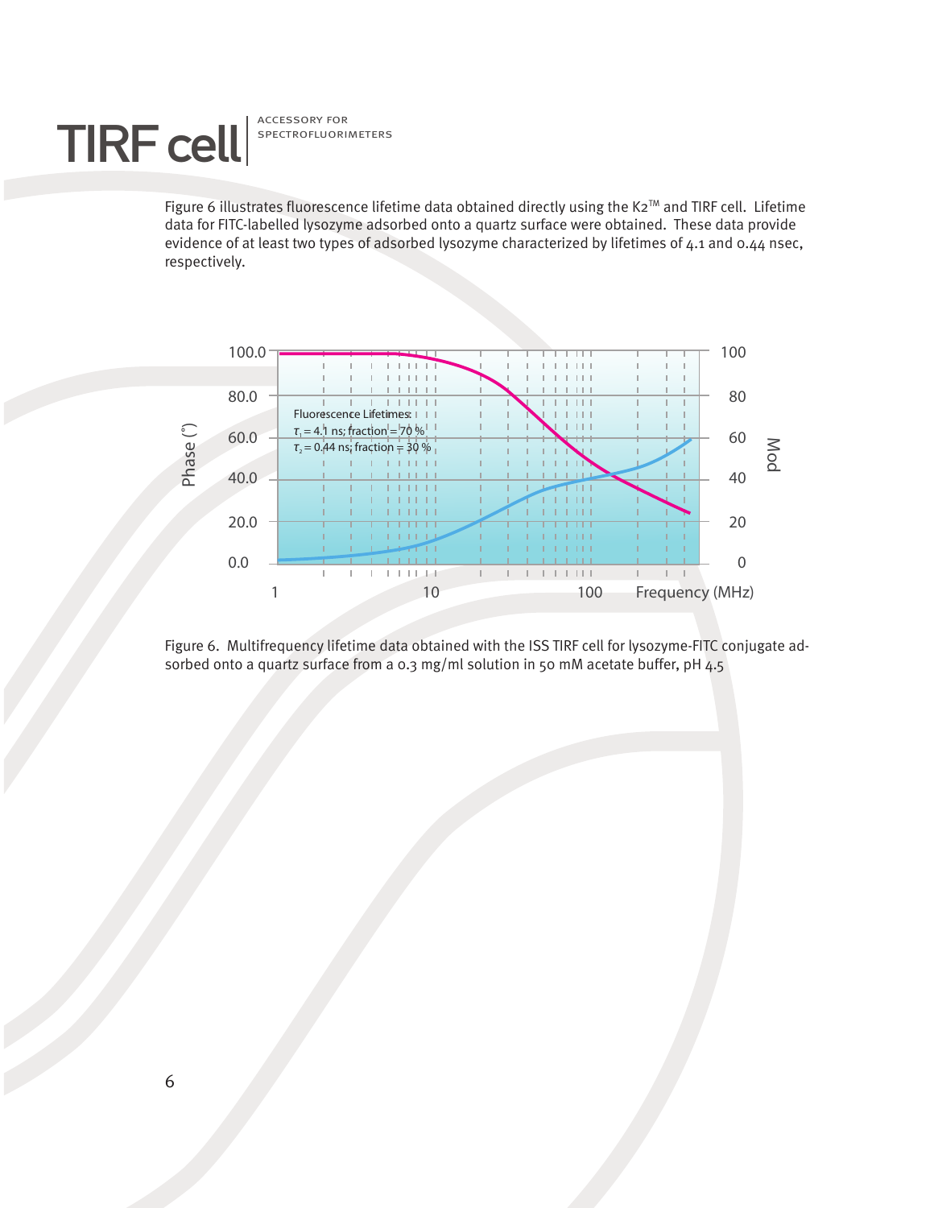Figure 6 illustrates fluorescence lifetime data obtained directly using the K2™ and TIRF cell. Lifetime data for FITC-labelled lysozyme adsorbed onto a quartz surface were obtained. These data provide evidence of at least two types of adsorbed lysozyme characterized by lifetimes of 4.1 and 0.44 nsec, respectively.

Figure 6. Multifrequency lifetime data obtained with the ISS TIRF cell for lysozyme-FITC conjugate adsorbed onto a quartz surface from a 0.3 mg/ml solution in 50 mM acetate buffer, pH 4.5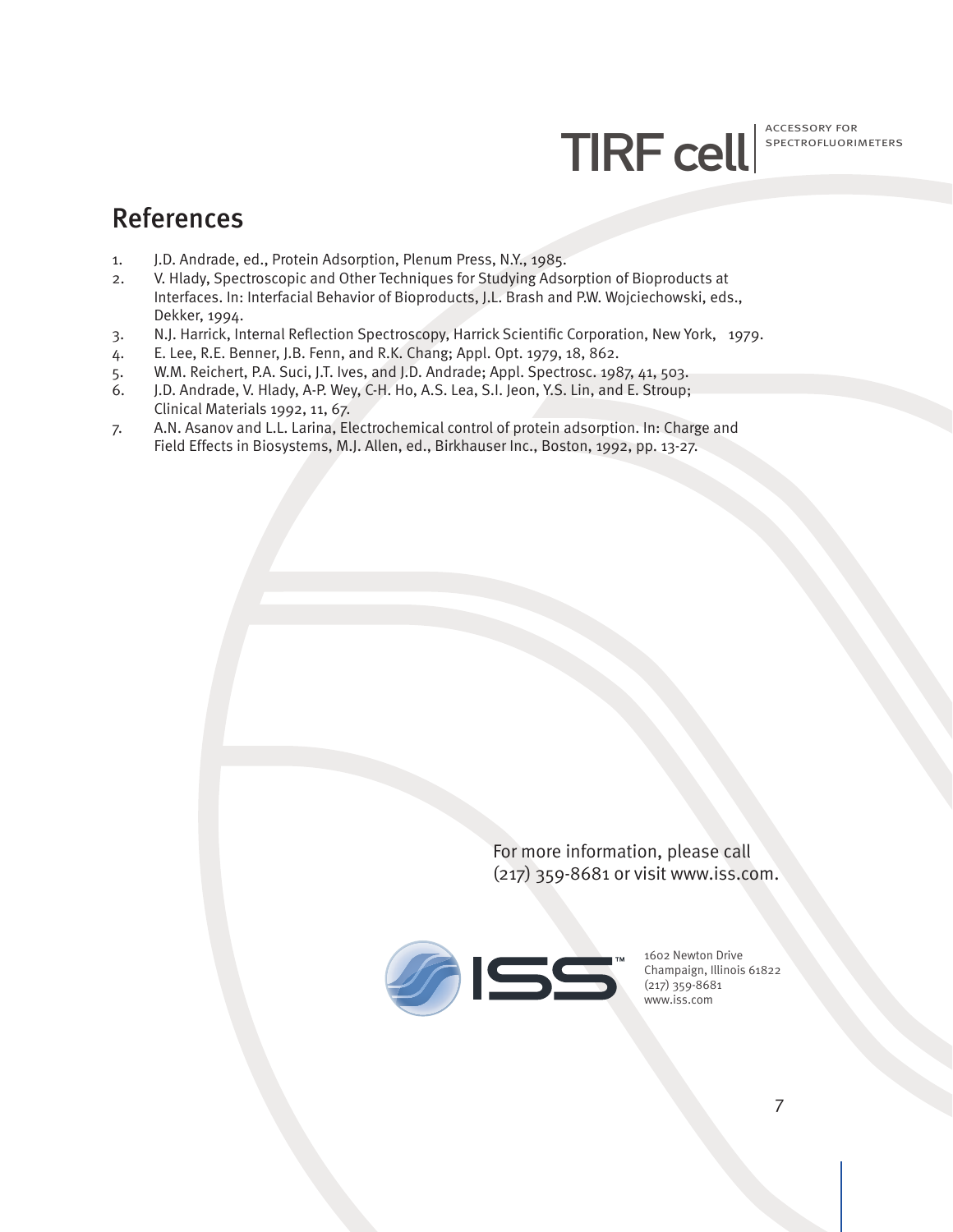## References

1. J.D. Andrade, ed., Protein Adsorption, Plenum Press, N.Y., 1985.
2. V. Hlady, Spectroscopic and Other Techniques for Studying Adsorption of Bioproducts at Interfaces. In: Interfacial Behavior of Bioproducts, J.L. Brash and P.W. Wojciechowski, eds., Dekker, 1994.
3. N.J. Harrick, Internal Reflection Spectroscopy, Harrick Scientific Corporation, New York, 1979.
4. E. Lee, R.E. Benner, J.B. Fenn, and R.K. Chang; Appl. Opt. 1979, 18, 862.
5. W.M. Reichert, P.A. Suci, J.T. Ives, and J.D. Andrade; Appl. Spectrosc. 1987, 41, 503.
6. J.D. Andrade, V. Hlady, A-P. Wey, C-H. Ho, A.S. Lea, S.I. Jeon, Y.S. Lin, and E. Stroup; Clinical Materials 1992, 11, 67.
7. A.N. Asanov and L.L. Larina, Electrochemical control of protein adsorption. In: Charge and Field Effects in Biosystems, M.J. Allen, ed., Birkhauser Inc., Boston, 1992, pp. 13-27.

For more information, please call (217) 359-8681 or visit www.iss.com.

ISS™

1602 Newton Drive
Champaign, Illinois 61822
(217) 359-8681
www.iss.com